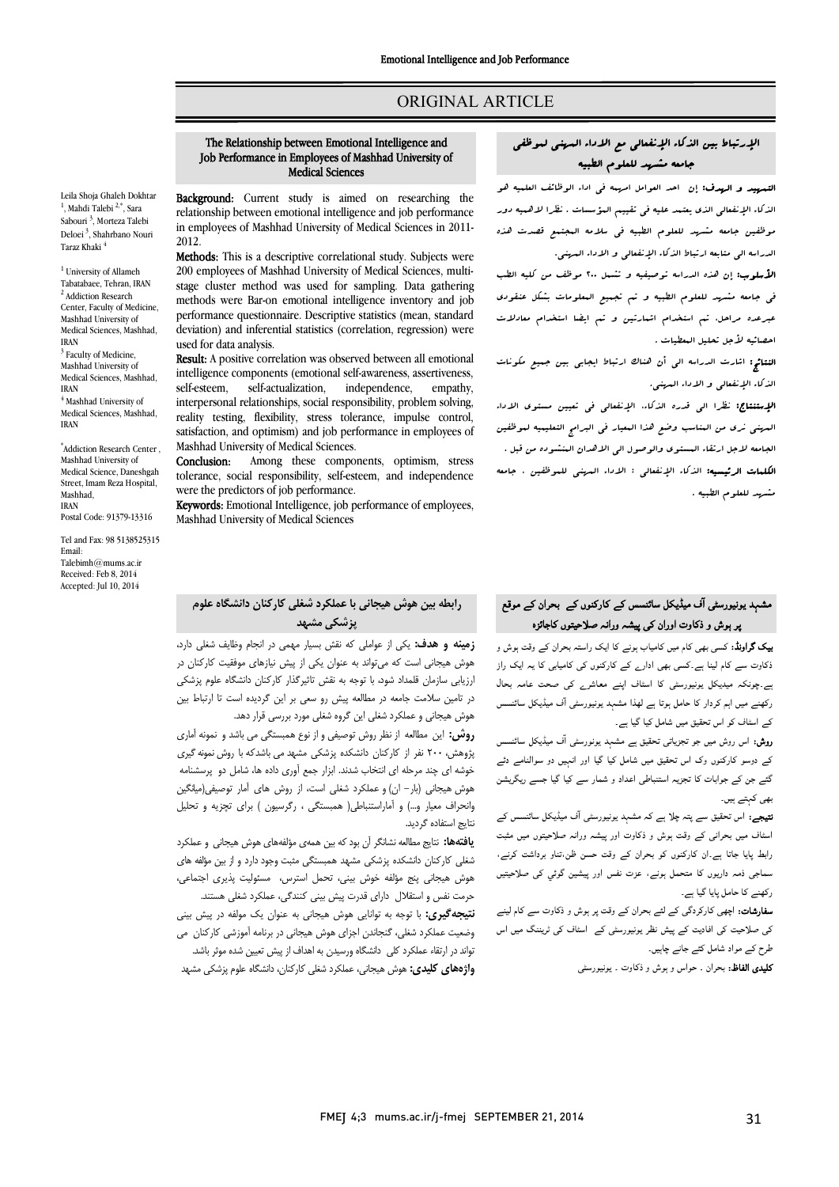ORIGINAL ARTICLE

# The Relationship between Emotional Intelligence and Job Performance in Employees of Mashhad University of Medical Sciences

Leila Shoja Ghaleh Dokhtar [1], Mahdi Talebi [2,*], Sara Sabouri [3], Morteza Talebi Deloei [3], Shahrbano Nouri Taraz Khaki [4]

[1] University of Allameh Tabatabaee, Tehran, IRAN
[2] Addiction Research Center, Faculty of Medicine, Mashhad University of Medical Sciences, Mashhad, IRAN
[3] Faculty of Medicine, Mashhad University of Medical Sciences, Mashhad, IRAN
[4] Mashhad University of Medical Sciences, Mashhad, IRAN

*Addiction Research Center, Mashhad University of Medical Science, Daneshgah Street, Imam Reza Hospital, Mashhad, IRAN
Postal Code: 91379-13316

Tel and Fax: 98 5138525315
Email: Talebimh@mums.ac.ir
Received: Feb 8, 2014
Accepted: Jul 10, 2014

**Background:** Current study is aimed on researching the relationship between emotional intelligence and job performance in employees of Mashhad University of Medical Sciences in 2011-2012.

**Methods:** This is a descriptive correlational study. Subjects were 200 employees of Mashhad University of Medical Sciences, multi-stage cluster method was used for sampling. Data gathering methods were Bar-on emotional intelligence inventory and job performance questionnaire. Descriptive statistics (mean, standard deviation) and inferential statistics (correlation, regression) were used for data analysis.

**Result:** A positive correlation was observed between all emotional intelligence components (emotional self-awareness, assertiveness, self-esteem, self-actualization, independence, empathy, interpersonal relationships, social responsibility, problem solving, reality testing, flexibility, stress tolerance, impulse control, satisfaction, and optimism) and job performance in employees of Mashhad University of Medical Sciences.

**Conclusion:** Among these components, optimism, stress tolerance, social responsibility, self-esteem, and independence were the predictors of job performance.

**Keywords:** Emotional Intelligence, job performance of employees, Mashhad University of Medical Sciences

## الإرتباط بین الذکاء الإنفعالی مع الاداء المهنی لموظفی جامعه مشهد للعلوم الطبیه

**التمهید و الهدف:** إن احد العوامل اسهمه فی اداء الوظائف العلمیه هو الذکاء الإنفعالی الذی یعتمد علیه فی تقییم المؤسسات . نظرا لاهمیه دور موظفین جامعه مشهد للعلوم الطبیه فی سلامه المجتمع قصدت هذه الدراسه الی متابعه ارتباط الذکاء الإنفعالی و الاداء المهنی.

**الأسلوب:** إن هذه الدراسه توصیفیه و تشمل ۲۰۰ موظف من کلیه الطب فی جامعه مشهد للعلوم الطبیه و تم تجمیع المعلومات بشکل عنقودی عبرعده مراحل. تم استخدام استمارتین و تم ایضا استخدام معادلات احصائیه لأجل تحلیل المعطیات .

**النتائج:** اشارت الدراسه الی أن هناک ارتباط ایجابی بین جمیع مکونات الذکاء الإنفعالی و الاداء المهنی.

**الإستنتاج:** نظرا الی قدره الذکاء الإنفعالی فی تعیین مستوی الاداء المهنی نری من المناسب وضع هذا المعیار فی البرامج التعلیمیه لموظفین الجامعه لاجل ارتقاء المستوی والوصول الی الاهداف المنشوده من قبل .

**الکلمات الرئیسیه:** الذکاء الإنفعالی : الاداء المهنی للموظفین . جامعه مشهد للعلوم الطبیه .

## رابطه بین هوش هیجانی با عملکرد شغلی کارکنان دانشگاه علوم پزشکی مشهد

**زمینه و هدف:** یکی از عواملی که نقش بسیار مهمی در انجام وظایف شغلی دارد، هوش هیجانی است که می‌تواند به عنوان یکی از پیش نیازهای موفقیت کارکنان در ارزیابی سازمان قلمداد شود، با توجه به نقش تاثیرگذار کارکنان دانشگاه علوم پزشکی در تامین سلامت جامعه در مطالعه پیش رو سعی بر این گردیده است تا ارتباط بین هوش هیجانی و عملکرد شغلی این گروه شغلی مورد بررسی قرار دهد.

**روش:** این مطالعه از نظر روش توصیفی و از نوع همبستگی می باشد و نمونه آماری پژوهش، ۲۰۰ نفر از کارکنان دانشکده پزشکی مشهد می باشدکه با روش نمونه گیری خوشه ای چند مرحله ای انتخاب شدند. ابزار جمع آوری داده ها، شامل دو پرسشنامه هوش هیجانی (بار- ان) و عملکرد شغلی است، از روش های آمار توصیفی(میانگین وانحراف معیار و...) و آماراستنباطی( همبستگی ، رگرسیون ) برای تجزیه و تحلیل نتایج استفاده گردید.

**یافته‌ها:** نتایج مطالعه نشانگر آن بود که بین همه‌ی مؤلفه‌های هوش هیجانی و عملکرد شغلی کارکنان دانشکده پزشکی مشهد همبستگی مثبت وجود دارد و از بین مؤلفه های هوش هیجانی پنج مؤلفه خوش بینی، تحمل استرس، مسئولیت پذیری اجتماعی، حرمت نفس و استقلال دارای قدرت پیش بینی کنندگی، عملکرد شغلی هستند.

**نتیجه‌گیری:** با توجه به توانایی هوش هیجانی به عنوان یک مولفه در پیش بینی وضعیت عملکرد شغلی، گنجاندن اجزای هوش هیجانی در برنامه آموزشی کارکنان می تواند در ارتقاء عملکرد کلی دانشگاه ورسیدن به اهداف از پیش تعیین شده موثر باشد.

**واژه‌های کلیدی:** هوش هیجانی، عملکرد شغلی کارکنان، دانشگاه علوم پزشکی مشهد

## مشہد یونیورسٹی آف میڈیکل سائنسس کے کارکنوں کے بحران کے موقع پر ہوش و ذکاوت اوران کی پیشہ ورانہ صلاحیتوں کاجائزہ

**بیک گراونڈ:** کسی بھی کام میں کامیاب ہونے کا ایک راستہ بحران کے وقت ہوش و ذکاوت سے کام لینا ہے۔کسی بھی ادارے کے کارکنوں کی کامیابی کا یہ ایک راز ہے۔چونکہ میڈیکل یونیورسٹی کا اسٹاف اپنے معاشرے کی صحت عامہ بحال رکھنے میں اہم کردار کا حامل ہوتا ہے لھذا مشہد یونیورسٹی آف میڈیکل سائنسس کے اسٹاف کو اس تحقیق میں شامل کیا گیا ہے۔

**روش:** اس روش میں جو تجزیاتی تحقیق ہے مشہد یونورسٹی آف میڈیکل سائنسس کے دوسو کارکنوں وک اس تحقیق میں شامل کیا گیا اور انہیں دو سوالنامے دئے گئے جن کے جوابات کا تجزیہ استنباطی اعداد و شمار سے کیا گیا جسے ریگریشن بھی کہتے ہیں۔

**نتیجے:** اس تحقیق سے پتہ چلا ہے کہ مشہد یونیورسٹی آف میڈیکل سائنسس کے اسٹاف میں بحرانی کے وقت ہوش و ذکاوت اور پیشہ ورانہ صلاحیتوں میں مثبت رابط پایا جاتا ہے۔ان کارکنوں کو بحران کے وقت حسن ظن،تناو برداشت کرنے، سماجی ذمہ داریوں کا متحمل ہونے، عزت نفس اور پیشین گوئي کی صلاحیتیں رکھنے کا حامل پایا گیا ہے۔

**سفارشات:** اچھی کارکردگی کے لئے بحران کے وقت پر ہوش و ذکاوت سے کام لینے کی صلاحیت کی افادیت کے پیش نظر یونیورسٹی کے اسٹاف کی ٹریننگ میں اس طرح کے مواد شامل کئے جانے چاہیں۔

**کلیدی الفاظ:** بحران ۔ حواس و ہوش و ذکاوت ۔ یونیورسٹی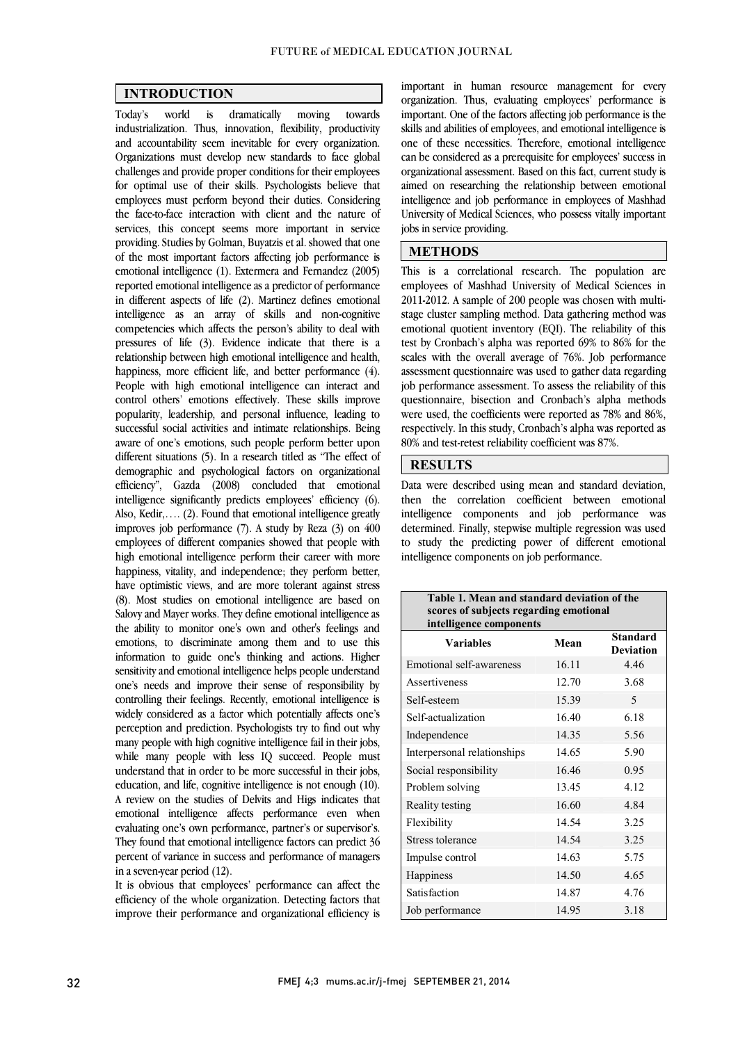## INTRODUCTION

Today's world is dramatically moving towards industrialization. Thus, innovation, flexibility, productivity and accountability seem inevitable for every organization. Organizations must develop new standards to face global challenges and provide proper conditions for their employees for optimal use of their skills. Psychologists believe that employees must perform beyond their duties. Considering the face-to-face interaction with client and the nature of services, this concept seems more important in service providing. Studies by Golman, Buyatzis et al. showed that one of the most important factors affecting job performance is emotional intelligence (1). Extermera and Fernandez (2005) reported emotional intelligence as a predictor of performance in different aspects of life (2). Martinez defines emotional intelligence as an array of skills and non-cognitive competencies which affects the person's ability to deal with pressures of life (3). Evidence indicate that there is a relationship between high emotional intelligence and health, happiness, more efficient life, and better performance (4). People with high emotional intelligence can interact and control others' emotions effectively. These skills improve popularity, leadership, and personal influence, leading to successful social activities and intimate relationships. Being aware of one's emotions, such people perform better upon different situations (5). In a research titled as "The effect of demographic and psychological factors on organizational efficiency", Gazda (2008) concluded that emotional intelligence significantly predicts employees' efficiency (6). Also, Kedir,…. (2). Found that emotional intelligence greatly improves job performance (7). A study by Reza (3) on 400 employees of different companies showed that people with high emotional intelligence perform their career with more happiness, vitality, and independence; they perform better, have optimistic views, and are more tolerant against stress (8). Most studies on emotional intelligence are based on Salovy and Mayer works. They define emotional intelligence as the ability to monitor one's own and other's feelings and emotions, to discriminate among them and to use this information to guide one's thinking and actions. Higher sensitivity and emotional intelligence helps people understand one's needs and improve their sense of responsibility by controlling their feelings. Recently, emotional intelligence is widely considered as a factor which potentially affects one's perception and prediction. Psychologists try to find out why many people with high cognitive intelligence fail in their jobs, while many people with less IQ succeed. People must understand that in order to be more successful in their jobs, education, and life, cognitive intelligence is not enough (10). A review on the studies of Delvits and Higs indicates that emotional intelligence affects performance even when evaluating one's own performance, partner's or supervisor's. They found that emotional intelligence factors can predict 36 percent of variance in success and performance of managers in a seven-year period (12).

It is obvious that employees' performance can affect the efficiency of the whole organization. Detecting factors that improve their performance and organizational efficiency is important in human resource management for every organization. Thus, evaluating employees' performance is important. One of the factors affecting job performance is the skills and abilities of employees, and emotional intelligence is one of these necessities. Therefore, emotional intelligence can be considered as a prerequisite for employees' success in organizational assessment. Based on this fact, current study is aimed on researching the relationship between emotional intelligence and job performance in employees of Mashhad University of Medical Sciences, who possess vitally important jobs in service providing.

## METHODS

This is a correlational research. The population are employees of Mashhad University of Medical Sciences in 2011-2012. A sample of 200 people was chosen with multi-stage cluster sampling method. Data gathering method was emotional quotient inventory (EQI). The reliability of this test by Cronbach's alpha was reported 69% to 86% for the scales with the overall average of 76%. Job performance assessment questionnaire was used to gather data regarding job performance assessment. To assess the reliability of this questionnaire, bisection and Cronbach's alpha methods were used, the coefficients were reported as 78% and 86%, respectively. In this study, Cronbach's alpha was reported as 80% and test-retest reliability coefficient was 87%.

## RESULTS

Data were described using mean and standard deviation, then the correlation coefficient between emotional intelligence components and job performance was determined. Finally, stepwise multiple regression was used to study the predicting power of different emotional intelligence components on job performance.

**Table 1. Mean and standard deviation of the scores of subjects regarding emotional intelligence components**

| Variables | Mean | Standard Deviation |
|---|---|---|
| Emotional self-awareness | 16.11 | 4.46 |
| Assertiveness | 12.70 | 3.68 |
| Self-esteem | 15.39 | 5 |
| Self-actualization | 16.40 | 6.18 |
| Independence | 14.35 | 5.56 |
| Interpersonal relationships | 14.65 | 5.90 |
| Social responsibility | 16.46 | 0.95 |
| Problem solving | 13.45 | 4.12 |
| Reality testing | 16.60 | 4.84 |
| Flexibility | 14.54 | 3.25 |
| Stress tolerance | 14.54 | 3.25 |
| Impulse control | 14.63 | 5.75 |
| Happiness | 14.50 | 4.65 |
| Satisfaction | 14.87 | 4.76 |
| Job performance | 14.95 | 3.18 |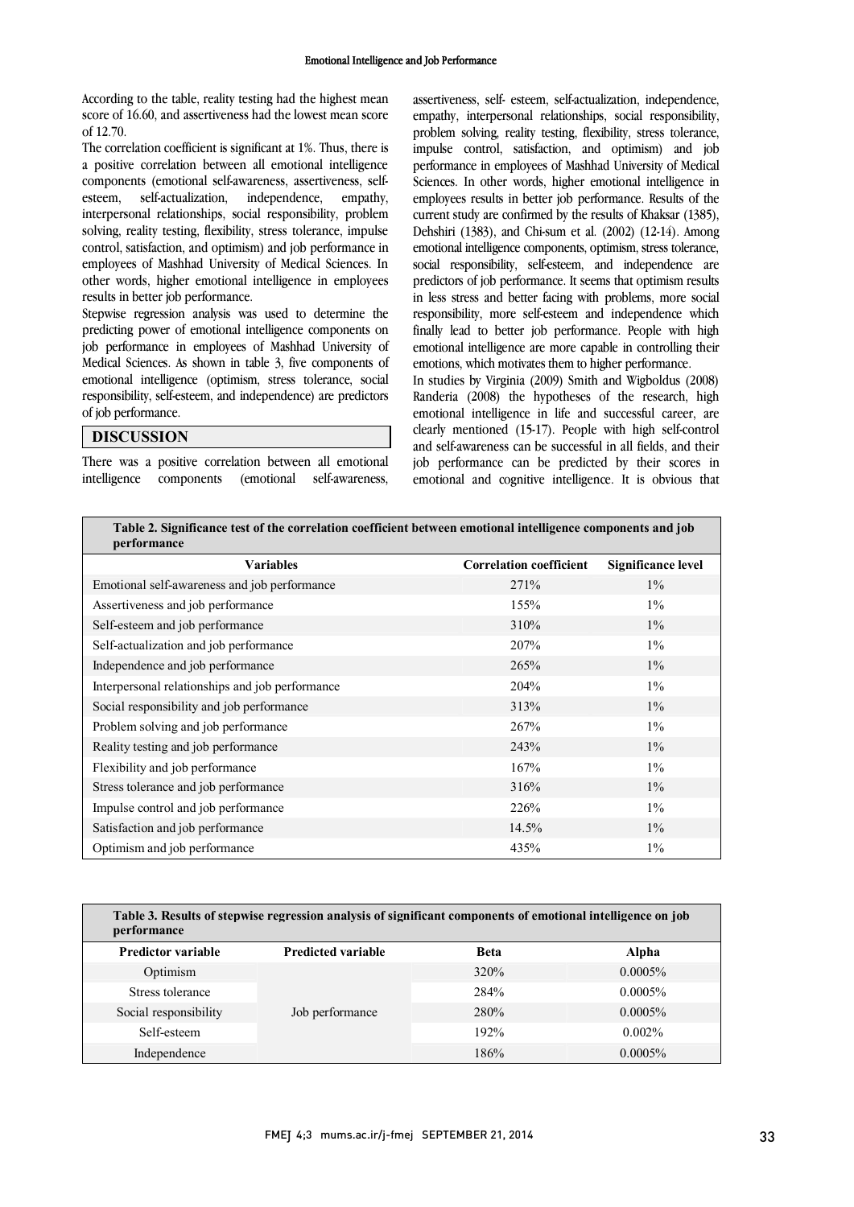According to the table, reality testing had the highest mean score of 16.60, and assertiveness had the lowest mean score of 12.70.

The correlation coefficient is significant at 1%. Thus, there is a positive correlation between all emotional intelligence components (emotional self-awareness, assertiveness, self-esteem, self-actualization, independence, empathy, interpersonal relationships, social responsibility, problem solving, reality testing, flexibility, stress tolerance, impulse control, satisfaction, and optimism) and job performance in employees of Mashhad University of Medical Sciences. In other words, higher emotional intelligence in employees results in better job performance.

Stepwise regression analysis was used to determine the predicting power of emotional intelligence components on job performance in employees of Mashhad University of Medical Sciences. As shown in table 3, five components of emotional intelligence (optimism, stress tolerance, social responsibility, self-esteem, and independence) are predictors of job performance.

## DISCUSSION

There was a positive correlation between all emotional intelligence components (emotional self-awareness, assertiveness, self- esteem, self-actualization, independence, empathy, interpersonal relationships, social responsibility, problem solving, reality testing, flexibility, stress tolerance, impulse control, satisfaction, and optimism) and job performance in employees of Mashhad University of Medical Sciences. In other words, higher emotional intelligence in employees results in better job performance. Results of the current study are confirmed by the results of Khaksar (1385), Dehshiri (1383), and Chi-sum et al. (2002) (12-14). Among emotional intelligence components, optimism, stress tolerance, social responsibility, self-esteem, and independence are predictors of job performance. It seems that optimism results in less stress and better facing with problems, more social responsibility, more self-esteem and independence which finally lead to better job performance. People with high emotional intelligence are more capable in controlling their emotions, which motivates them to higher performance.

In studies by Virginia (2009) Smith and Wigboldus (2008) Randeria (2008) the hypotheses of the research, high emotional intelligence in life and successful career, are clearly mentioned (15-17). People with high self-control and self-awareness can be successful in all fields, and their job performance can be predicted by their scores in emotional and cognitive intelligence. It is obvious that

**Table 2. Significance test of the correlation coefficient between emotional intelligence components and job performance**

| Variables | Correlation coefficient | Significance level |
|---|---|---|
| Emotional self-awareness and job performance | 271% | 1% |
| Assertiveness and job performance | 155% | 1% |
| Self-esteem and job performance | 310% | 1% |
| Self-actualization and job performance | 207% | 1% |
| Independence and job performance | 265% | 1% |
| Interpersonal relationships and job performance | 204% | 1% |
| Social responsibility and job performance | 313% | 1% |
| Problem solving and job performance | 267% | 1% |
| Reality testing and job performance | 243% | 1% |
| Flexibility and job performance | 167% | 1% |
| Stress tolerance and job performance | 316% | 1% |
| Impulse control and job performance | 226% | 1% |
| Satisfaction and job performance | 14.5% | 1% |
| Optimism and job performance | 435% | 1% |

**Table 3. Results of stepwise regression analysis of significant components of emotional intelligence on job performance**

| Predictor variable | Predicted variable | Beta | Alpha |
|---|---|---|---|
| Optimism | Job performance | 320% | 0.0005% |
| Stress tolerance | | 284% | 0.0005% |
| Social responsibility | | 280% | 0.0005% |
| Self-esteem | | 192% | 0.002% |
| Independence | | 186% | 0.0005% |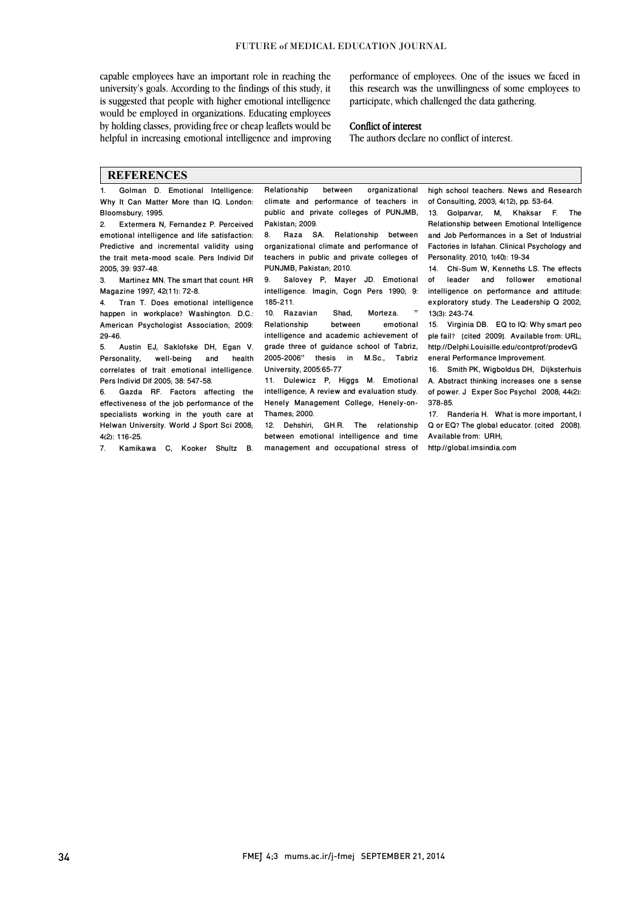capable employees have an important role in reaching the university's goals. According to the findings of this study, it is suggested that people with higher emotional intelligence would be employed in organizations. Educating employees by holding classes, providing free or cheap leaflets would be helpful in increasing emotional intelligence and improving performance of employees. One of the issues we faced in this research was the unwillingness of some employees to participate, which challenged the data gathering.

**Conflict of interest**

The authors declare no conflict of interest.

## REFERENCES

1. Golman D. Emotional Intelligence: Why It Can Matter More than IQ. London: Bloomsbury; 1995.
2. Extermera N, Fernandez P. Perceived emotional intelligence and life satisfaction: Predictive and incremental validity using the trait meta-mood scale. Pers Individ Dif 2005; 39: 937-48.
3. Martinez MN. The smart that count. HR Magazine 1997; 42(11): 72-8.
4. Tran T. Does emotional intelligence happen in workplace? Washington. D.C.: American Psychologist Association; 2009: 29-46.
5. Austin EJ, Saklofske DH, Egan V. Personality, well-being and health correlates of trait emotional intelligence. Pers Individ Dif 2005; 38: 547-58.
6. Gazda RF. Factors affecting the effectiveness of the job performance of the specialists working in the youth care at Helwan University. World J Sport Sci 2008; 4(2): 116-25.
7. Kamikawa C, Kooker Shultz B. Relationship between organizational climate and performance of teachers in public and private colleges of PUNJMB, Pakistan; 2009.
8. Raza SA. Relationship between organizational climate and performance of teachers in public and private colleges of PUNJMB, Pakistan; 2010.
9. Salovey P, Mayer JD. Emotional intelligence. Imagin, Cogn Pers 1990; 9: 185-211.
10. Razavian Shad, Morteza. " Relationship between emotional intelligence and academic achievement of grade three of guidance school of Tabriz, 2005-2006" thesis in M.Sc., Tabriz University, 2005:65-77
11. Dulewicz P, Higgs M. Emotional intelligence; A review and evaluation study. Henely Management College, Henely-on-Thames; 2000.
12. Dehshiri, GH.R. The relationship between emotional intelligence and time management and occupational stress of high school teachers. News and Research of Consulting, 2003; 4(12), pp. 53-64.
13. Golparvar, M, Khaksar F. The Relationship between Emotional Intelligence and Job Performances in a Set of Industrial Factories in Isfahan. Clinical Psychology and Personality. 2010; 1(40): 19-34
14. Chi-Sum W, Kenneths LS. The effects of leader and follower emotional intelligence on performance and attitude: exploratory study. The Leadership Q 2002; 13(3): 243-74.
15. Virginia DB. EQ to IQ: Why smart people fail? [cited 2009]. Available from: URL; http://Delphi.Louisille.edu/contprof/prodevGeneral Performance Improvement.
16. Smith PK, Wigboldus DH, Dijksterhuis A. Abstract thinking increases one s sense of power. J Exper Soc Psychol 2008; 44(2): 378-85.
17. Randeria H. What is more important, IQ or EQ? The global educator. [cited 2008]. Available from: URH; http://global.imsindia.com